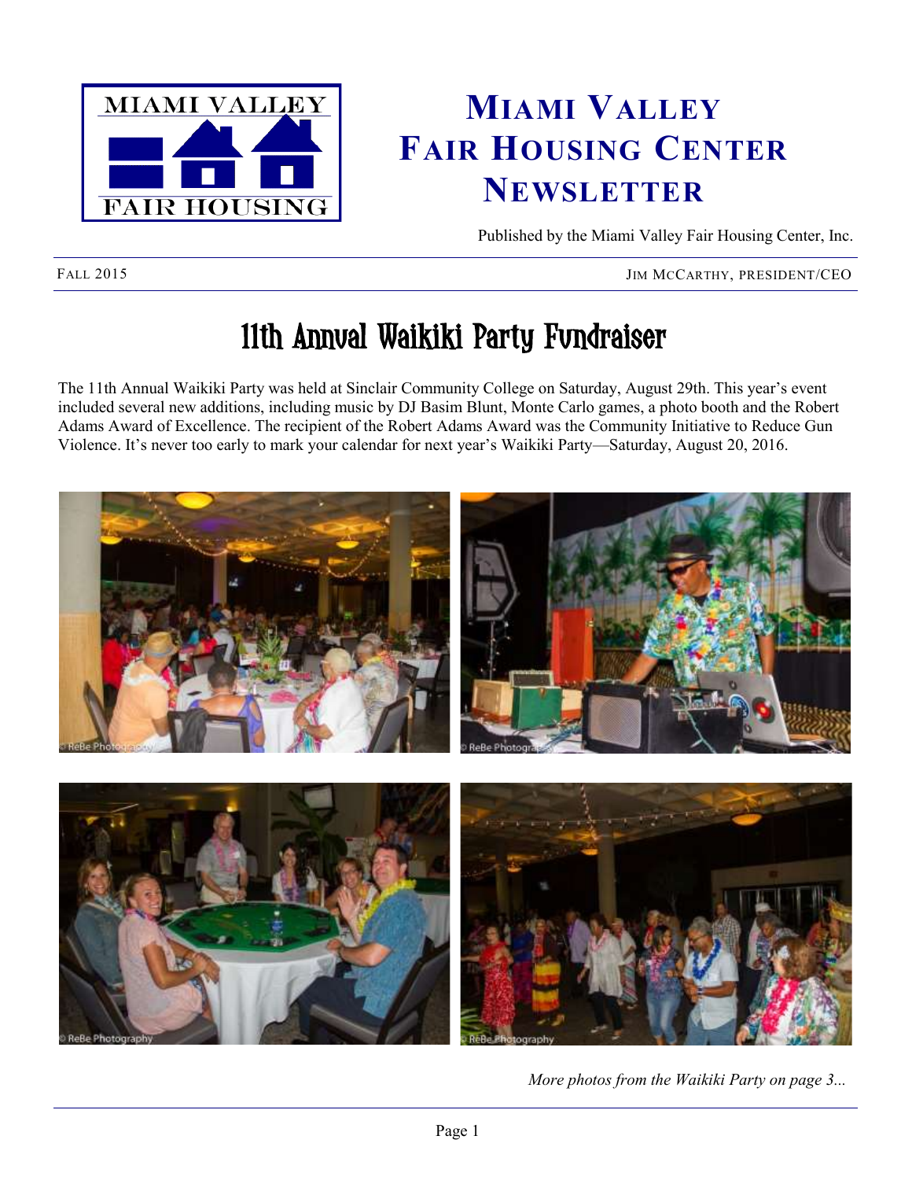# Miami Valley Fair Housing Center Newsletter

Published by the Miami Valley Fair Housing Center, Inc.

Fall 2015 — Jim McCarthy, President/CEO

## 11th Annual Waikiki Party Fundraiser

The 11th Annual Waikiki Party was held at Sinclair Community College on Saturday, August 29th. This year's event included several new additions, including music by DJ Basim Blunt, Monte Carlo games, a photo booth and the Robert Adams Award of Excellence. The recipient of the Robert Adams Award was the Community Initiative to Reduce Gun Violence. It's never too early to mark your calendar for next year's Waikiki Party—Saturday, August 20, 2016.

*More photos from the Waikiki Party on page 3...*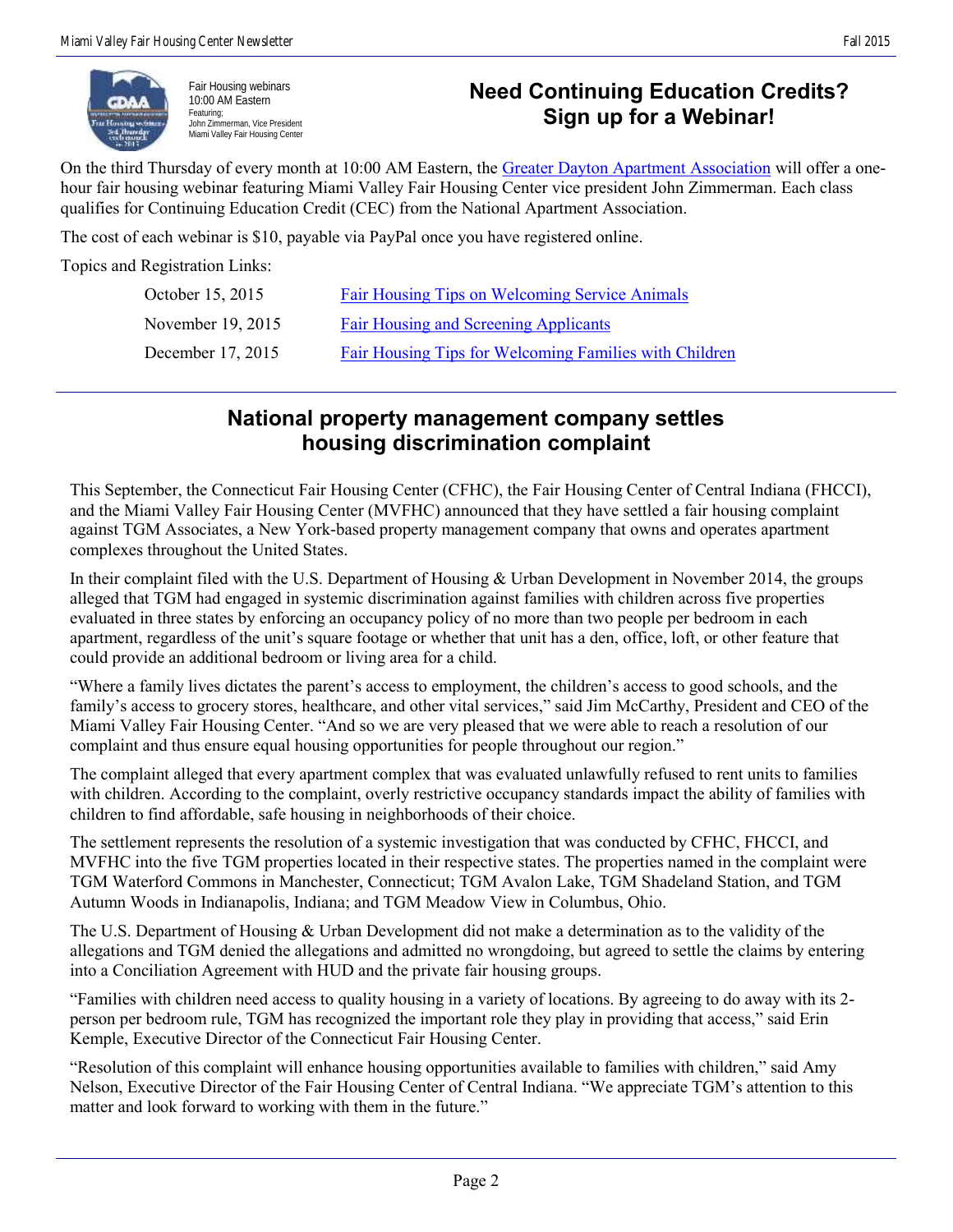Fair Housing webinars
10:00 AM Eastern
Featuring;
John Zimmerman, Vice President
Miami Valley Fair Housing Center

## Need Continuing Education Credits? Sign up for a Webinar!

On the third Thursday of every month at 10:00 AM Eastern, the Greater Dayton Apartment Association will offer a one-hour fair housing webinar featuring Miami Valley Fair Housing Center vice president John Zimmerman. Each class qualifies for Continuing Education Credit (CEC) from the National Apartment Association.

The cost of each webinar is $10, payable via PayPal once you have registered online.

Topics and Registration Links:

| | |
|---|---|
| October 15, 2015 | Fair Housing Tips on Welcoming Service Animals |
| November 19, 2015 | Fair Housing and Screening Applicants |
| December 17, 2015 | Fair Housing Tips for Welcoming Families with Children |

## National property management company settles housing discrimination complaint

This September, the Connecticut Fair Housing Center (CFHC), the Fair Housing Center of Central Indiana (FHCCI), and the Miami Valley Fair Housing Center (MVFHC) announced that they have settled a fair housing complaint against TGM Associates, a New York-based property management company that owns and operates apartment complexes throughout the United States.

In their complaint filed with the U.S. Department of Housing & Urban Development in November 2014, the groups alleged that TGM had engaged in systemic discrimination against families with children across five properties evaluated in three states by enforcing an occupancy policy of no more than two people per bedroom in each apartment, regardless of the unit's square footage or whether that unit has a den, office, loft, or other feature that could provide an additional bedroom or living area for a child.

"Where a family lives dictates the parent's access to employment, the children's access to good schools, and the family's access to grocery stores, healthcare, and other vital services," said Jim McCarthy, President and CEO of the Miami Valley Fair Housing Center. "And so we are very pleased that we were able to reach a resolution of our complaint and thus ensure equal housing opportunities for people throughout our region."

The complaint alleged that every apartment complex that was evaluated unlawfully refused to rent units to families with children. According to the complaint, overly restrictive occupancy standards impact the ability of families with children to find affordable, safe housing in neighborhoods of their choice.

The settlement represents the resolution of a systemic investigation that was conducted by CFHC, FHCCI, and MVFHC into the five TGM properties located in their respective states. The properties named in the complaint were TGM Waterford Commons in Manchester, Connecticut; TGM Avalon Lake, TGM Shadeland Station, and TGM Autumn Woods in Indianapolis, Indiana; and TGM Meadow View in Columbus, Ohio.

The U.S. Department of Housing & Urban Development did not make a determination as to the validity of the allegations and TGM denied the allegations and admitted no wrongdoing, but agreed to settle the claims by entering into a Conciliation Agreement with HUD and the private fair housing groups.

"Families with children need access to quality housing in a variety of locations. By agreeing to do away with its 2-person per bedroom rule, TGM has recognized the important role they play in providing that access," said Erin Kemple, Executive Director of the Connecticut Fair Housing Center.

"Resolution of this complaint will enhance housing opportunities available to families with children," said Amy Nelson, Executive Director of the Fair Housing Center of Central Indiana. "We appreciate TGM's attention to this matter and look forward to working with them in the future."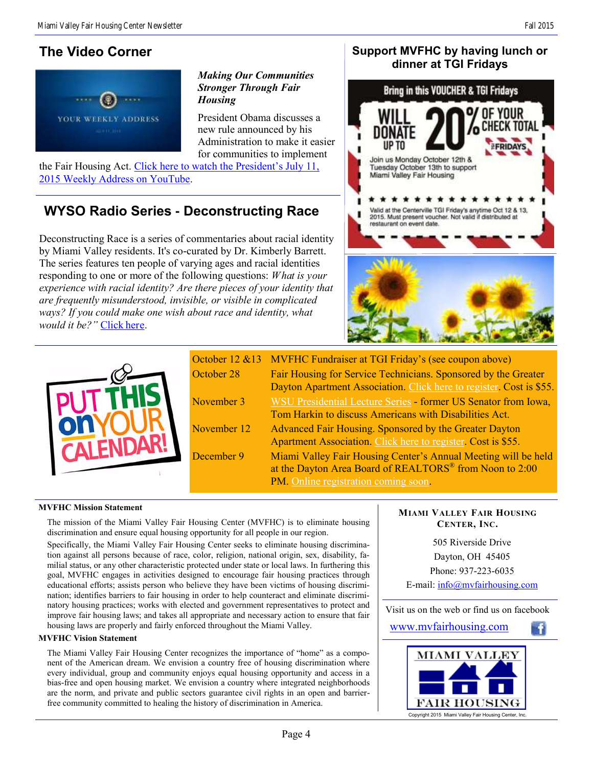## The Video Corner

***Making Our Communities Stronger Through Fair Housing***

President Obama discusses a new rule announced by his Administration to make it easier for communities to implement the Fair Housing Act. Click here to watch the President's July 11, 2015 Weekly Address on YouTube.

## WYSO Radio Series - Deconstructing Race

Deconstructing Race is a series of commentaries about racial identity by Miami Valley residents. It's co-curated by Dr. Kimberly Barrett. The series features ten people of varying ages and racial identities responding to one or more of the following questions: *What is your experience with racial identity? Are there pieces of your identity that are frequently misunderstood, invisible, or visible in complicated ways? If you could make one wish about race and identity, what would it be?"* Click here.

## Support MVFHC by having lunch or dinner at TGI Fridays

Bring in this VOUCHER & TGI Fridays

WILL DONATE UP TO 20% OF YOUR CHECK TOTAL

Join us Monday October 12th & Tuesday October 13th to support Miami Valley Fair Housing

Valid at the Centerville TGI Friday's anytime Oct 12 & 13, 2015. Must present voucher. Not valid if distributed at restaurant on event date.

## PUT THIS ON YOUR CALENDAR!

| | |
|---|---|
| October 12 &13 | MVFHC Fundraiser at TGI Friday's (see coupon above) |
| October 28 | Fair Housing for Service Technicians. Sponsored by the Greater Dayton Apartment Association. Click here to register. Cost is $55. |
| November 3 | WSU Presidential Lecture Series - former US Senator from Iowa, Tom Harkin to discuss Americans with Disabilities Act. |
| November 12 | Advanced Fair Housing. Sponsored by the Greater Dayton Apartment Association. Click here to register. Cost is $55. |
| December 9 | Miami Valley Fair Housing Center's Annual Meeting will be held at the Dayton Area Board of REALTORS® from Noon to 2:00 PM. Online registration coming soon. |

**MVFHC Mission Statement**

The mission of the Miami Valley Fair Housing Center (MVFHC) is to eliminate housing discrimination and ensure equal housing opportunity for all people in our region.

Specifically, the Miami Valley Fair Housing Center seeks to eliminate housing discrimination against all persons because of race, color, religion, national origin, sex, disability, familial status, or any other characteristic protected under state or local laws. In furthering this goal, MVFHC engages in activities designed to encourage fair housing practices through educational efforts; assists person who believe they have been victims of housing discrimination; identifies barriers to fair housing in order to help counteract and eliminate discriminatory housing practices; works with elected and government representatives to protect and improve fair housing laws; and takes all appropriate and necessary action to ensure that fair housing laws are properly and fairly enforced throughout the Miami Valley.

**MVFHC Vision Statement**

The Miami Valley Fair Housing Center recognizes the importance of "home" as a component of the American dream. We envision a country free of housing discrimination where every individual, group and community enjoys equal housing opportunity and access in a bias-free and open housing market. We envision a country where integrated neighborhoods are the norm, and private and public sectors guarantee civil rights in an open and barrier-free community committed to healing the history of discrimination in America.

**MIAMI VALLEY FAIR HOUSING CENTER, INC.**

505 Riverside Drive
Dayton, OH 45405
Phone: 937-223-6035
E-mail: info@mvfairhousing.com

Visit us on the web or find us on facebook

www.mvfairhousing.com

MIAMI VALLEY FAIR HOUSING

Copyright 2015 Miami Valley Fair Housing Center, Inc.